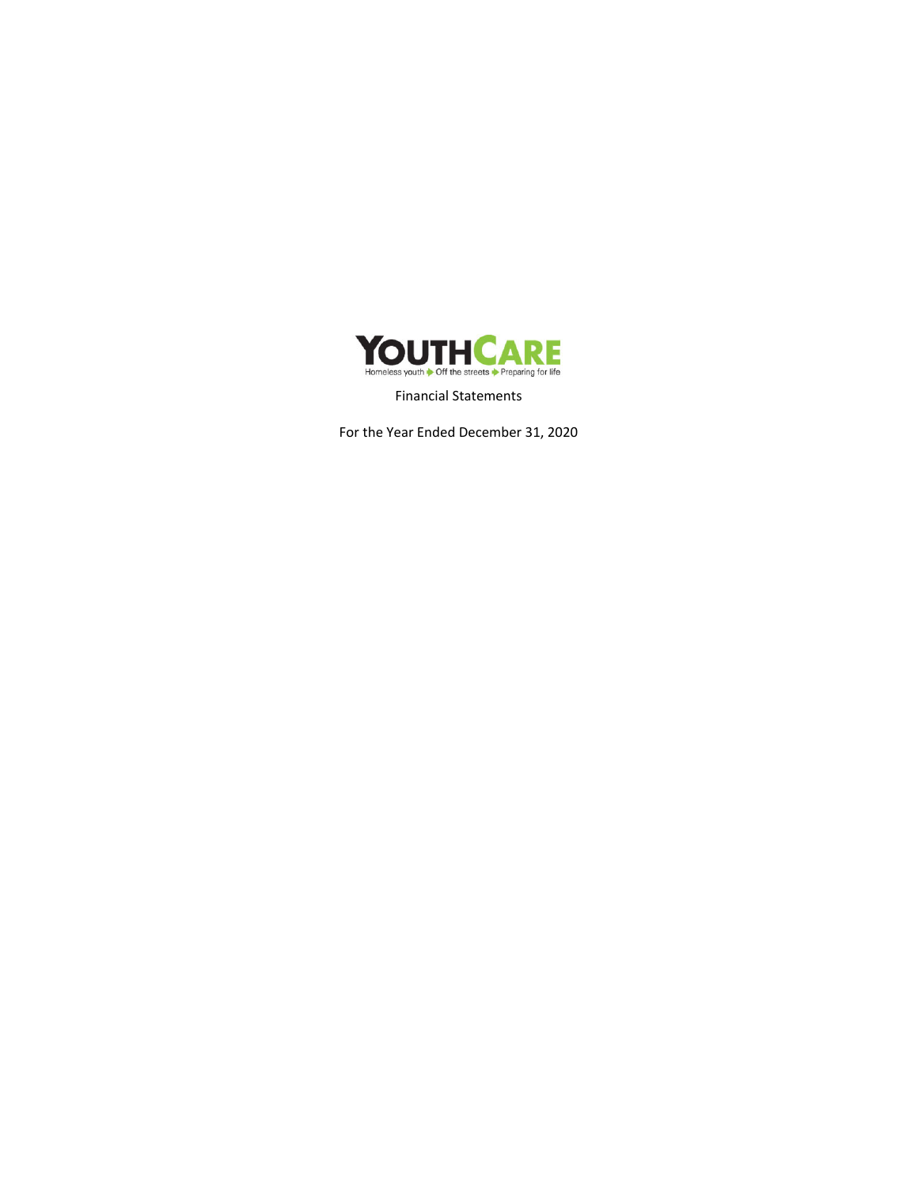# YOUTHCARE

Homeless youth ➔ Off the streets ➔ Preparing for life

Financial Statements

For the Year Ended December 31, 2020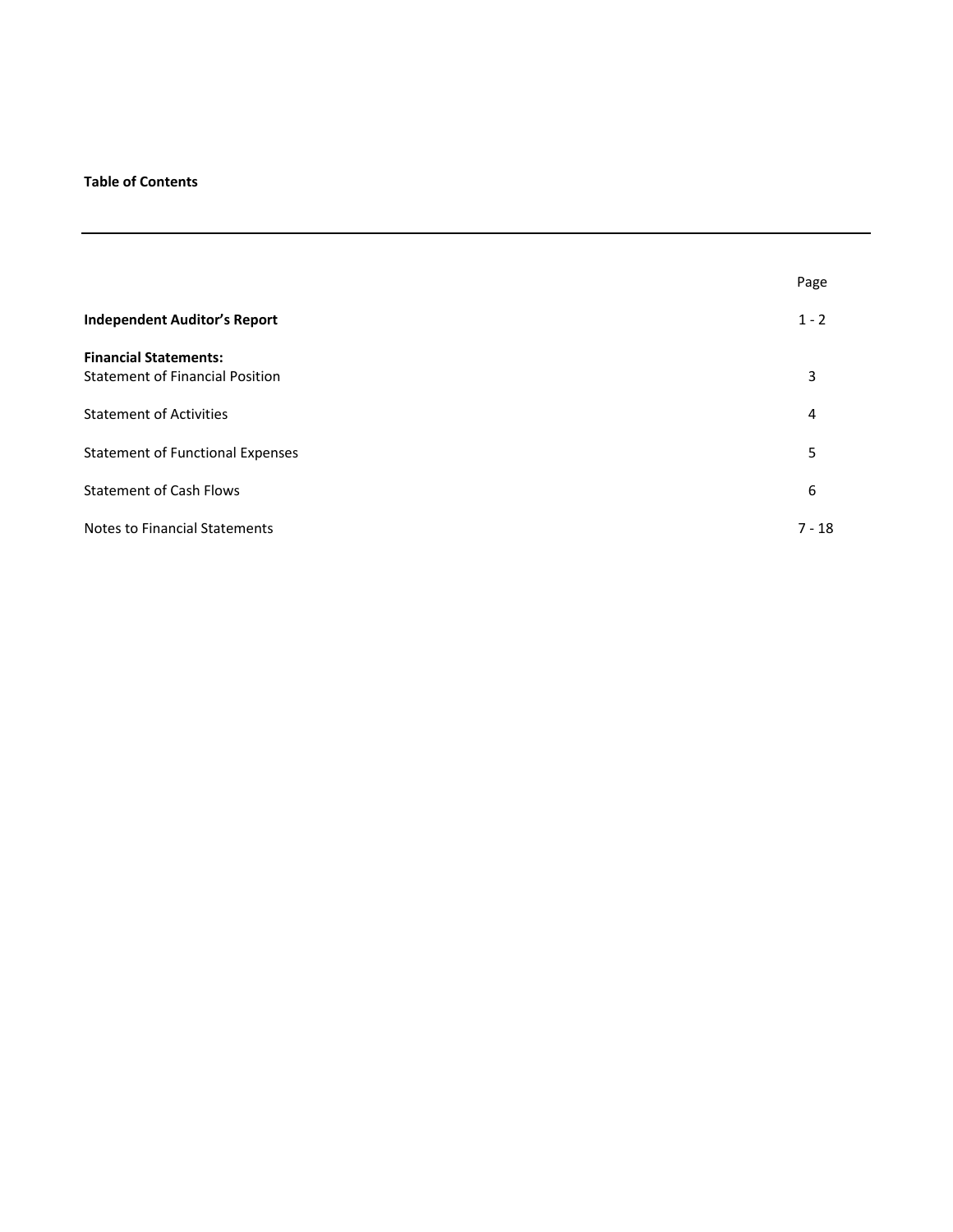**Table of Contents**

| | Page |
|---|---|
| **Independent Auditor's Report** | 1 - 2 |
| **Financial Statements:** | |
| Statement of Financial Position | 3 |
| Statement of Activities | 4 |
| Statement of Functional Expenses | 5 |
| Statement of Cash Flows | 6 |
| Notes to Financial Statements | 7 - 18 |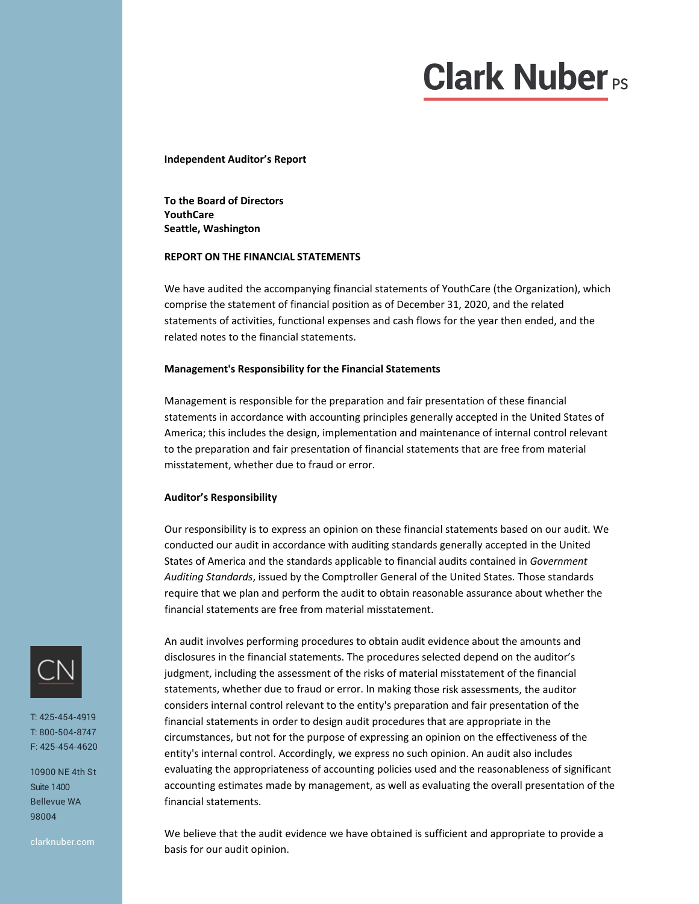**Clark Nuber** PS

**Independent Auditor's Report**

**To the Board of Directors**
**YouthCare**
**Seattle, Washington**

**REPORT ON THE FINANCIAL STATEMENTS**

We have audited the accompanying financial statements of YouthCare (the Organization), which comprise the statement of financial position as of December 31, 2020, and the related statements of activities, functional expenses and cash flows for the year then ended, and the related notes to the financial statements.

**Management's Responsibility for the Financial Statements**

Management is responsible for the preparation and fair presentation of these financial statements in accordance with accounting principles generally accepted in the United States of America; this includes the design, implementation and maintenance of internal control relevant to the preparation and fair presentation of financial statements that are free from material misstatement, whether due to fraud or error.

**Auditor's Responsibility**

Our responsibility is to express an opinion on these financial statements based on our audit. We conducted our audit in accordance with auditing standards generally accepted in the United States of America and the standards applicable to financial audits contained in *Government Auditing Standards*, issued by the Comptroller General of the United States. Those standards require that we plan and perform the audit to obtain reasonable assurance about whether the financial statements are free from material misstatement.

An audit involves performing procedures to obtain audit evidence about the amounts and disclosures in the financial statements. The procedures selected depend on the auditor's judgment, including the assessment of the risks of material misstatement of the financial statements, whether due to fraud or error. In making those risk assessments, the auditor considers internal control relevant to the entity's preparation and fair presentation of the financial statements in order to design audit procedures that are appropriate in the circumstances, but not for the purpose of expressing an opinion on the effectiveness of the entity's internal control. Accordingly, we express no such opinion. An audit also includes evaluating the appropriateness of accounting policies used and the reasonableness of significant accounting estimates made by management, as well as evaluating the overall presentation of the financial statements.

We believe that the audit evidence we have obtained is sufficient and appropriate to provide a basis for our audit opinion.

CN

T: 425-454-4919
T: 800-504-8747
F: 425-454-4620

10900 NE 4th St
Suite 1400
Bellevue WA
98004

clarknuber.com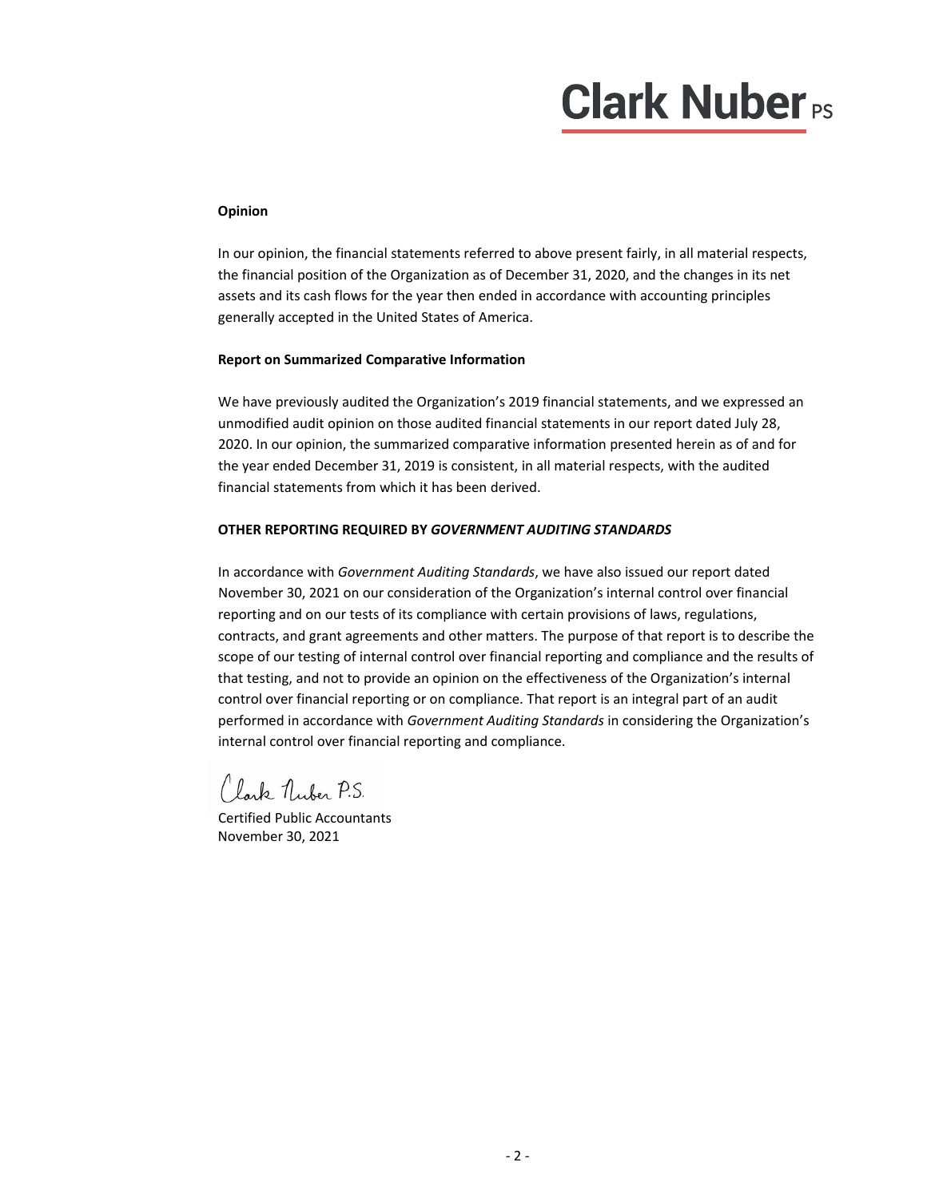**Clark Nuber PS**

**Opinion**

In our opinion, the financial statements referred to above present fairly, in all material respects, the financial position of the Organization as of December 31, 2020, and the changes in its net assets and its cash flows for the year then ended in accordance with accounting principles generally accepted in the United States of America.

**Report on Summarized Comparative Information**

We have previously audited the Organization's 2019 financial statements, and we expressed an unmodified audit opinion on those audited financial statements in our report dated July 28, 2020. In our opinion, the summarized comparative information presented herein as of and for the year ended December 31, 2019 is consistent, in all material respects, with the audited financial statements from which it has been derived.

**OTHER REPORTING REQUIRED BY *GOVERNMENT AUDITING STANDARDS***

In accordance with *Government Auditing Standards*, we have also issued our report dated November 30, 2021 on our consideration of the Organization's internal control over financial reporting and on our tests of its compliance with certain provisions of laws, regulations, contracts, and grant agreements and other matters. The purpose of that report is to describe the scope of our testing of internal control over financial reporting and compliance and the results of that testing, and not to provide an opinion on the effectiveness of the Organization's internal control over financial reporting or on compliance. That report is an integral part of an audit performed in accordance with *Government Auditing Standards* in considering the Organization's internal control over financial reporting and compliance.

Clark Nuber P.S.

Certified Public Accountants
November 30, 2021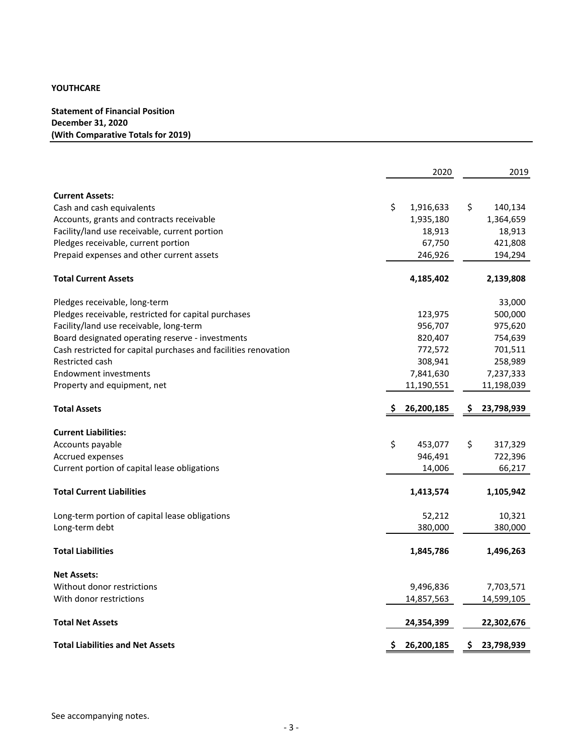**YOUTHCARE**

**Statement of Financial Position**
**December 31, 2020**
**(With Comparative Totals for 2019)**

| | 2020 | 2019 |
|---|---|---|
| **Current Assets:** | | |
| Cash and cash equivalents | $ 1,916,633 | $ 140,134 |
| Accounts, grants and contracts receivable | 1,935,180 | 1,364,659 |
| Facility/land use receivable, current portion | 18,913 | 18,913 |
| Pledges receivable, current portion | 67,750 | 421,808 |
| Prepaid expenses and other current assets | 246,926 | 194,294 |
| **Total Current Assets** | **4,185,402** | **2,139,808** |
| Pledges receivable, long-term | | 33,000 |
| Pledges receivable, restricted for capital purchases | 123,975 | 500,000 |
| Facility/land use receivable, long-term | 956,707 | 975,620 |
| Board designated operating reserve - investments | 820,407 | 754,639 |
| Cash restricted for capital purchases and facilities renovation | 772,572 | 701,511 |
| Restricted cash | 308,941 | 258,989 |
| Endowment investments | 7,841,630 | 7,237,333 |
| Property and equipment, net | 11,190,551 | 11,198,039 |
| **Total Assets** | **$ 26,200,185** | **$ 23,798,939** |
| **Current Liabilities:** | | |
| Accounts payable | $ 453,077 | $ 317,329 |
| Accrued expenses | 946,491 | 722,396 |
| Current portion of capital lease obligations | 14,006 | 66,217 |
| **Total Current Liabilities** | **1,413,574** | **1,105,942** |
| Long-term portion of capital lease obligations | 52,212 | 10,321 |
| Long-term debt | 380,000 | 380,000 |
| **Total Liabilities** | **1,845,786** | **1,496,263** |
| **Net Assets:** | | |
| Without donor restrictions | 9,496,836 | 7,703,571 |
| With donor restrictions | 14,857,563 | 14,599,105 |
| **Total Net Assets** | **24,354,399** | **22,302,676** |
| **Total Liabilities and Net Assets** | **$ 26,200,185** | **$ 23,798,939** |

See accompanying notes.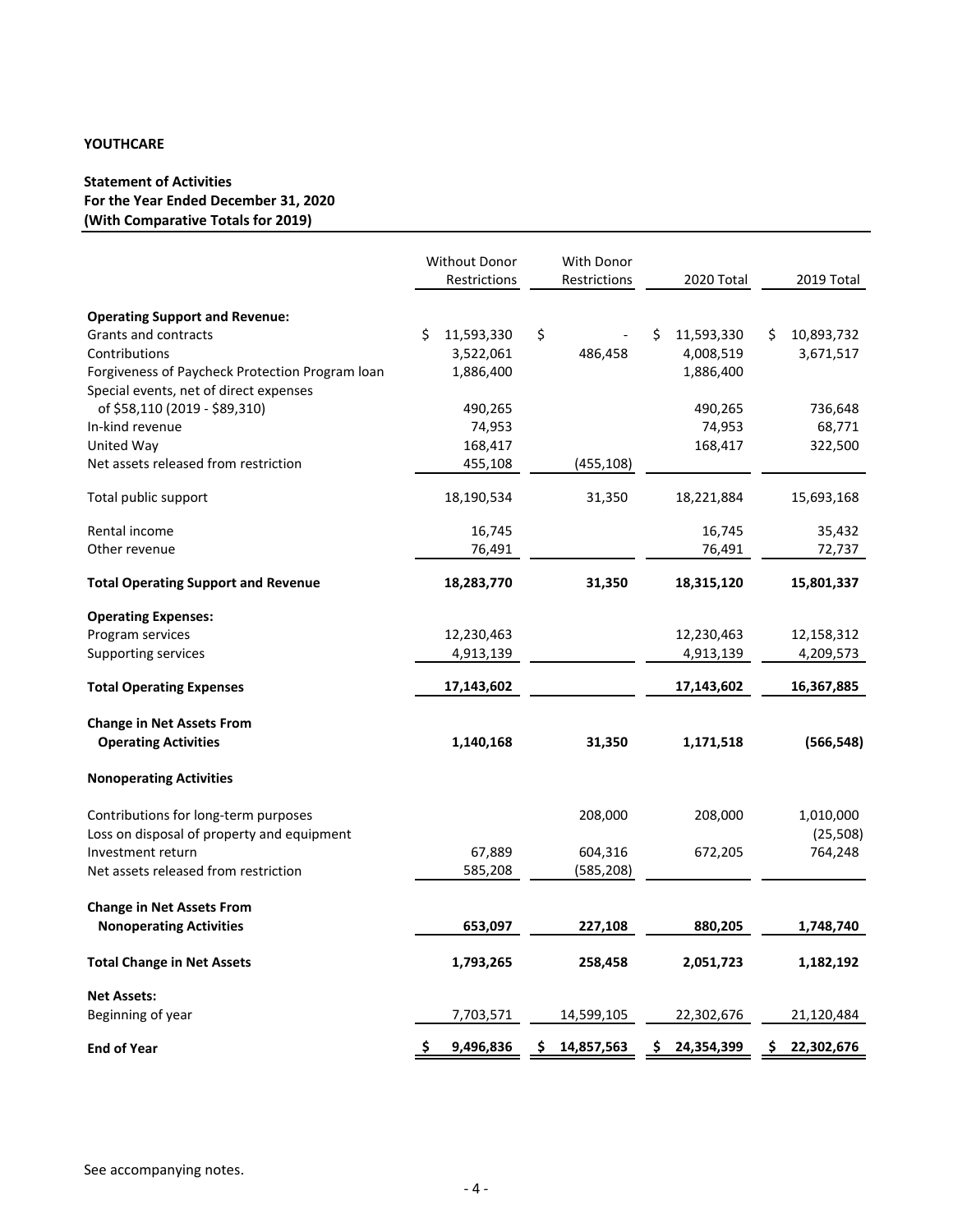**YOUTHCARE**

**Statement of Activities**
**For the Year Ended December 31, 2020**
**(With Comparative Totals for 2019)**

| | Without Donor Restrictions | With Donor Restrictions | 2020 Total | 2019 Total |
|---|---|---|---|---|
| **Operating Support and Revenue:** | | | | |
| Grants and contracts | $ 11,593,330 | $ - | $ 11,593,330 | $ 10,893,732 |
| Contributions | 3,522,061 | 486,458 | 4,008,519 | 3,671,517 |
| Forgiveness of Paycheck Protection Program loan | 1,886,400 | | 1,886,400 | |
| Special events, net of direct expenses of $58,110 (2019 - $89,310) | 490,265 | | 490,265 | 736,648 |
| In-kind revenue | 74,953 | | 74,953 | 68,771 |
| United Way | 168,417 | | 168,417 | 322,500 |
| Net assets released from restriction | 455,108 | (455,108) | | |
| Total public support | 18,190,534 | 31,350 | 18,221,884 | 15,693,168 |
| Rental income | 16,745 | | 16,745 | 35,432 |
| Other revenue | 76,491 | | 76,491 | 72,737 |
| **Total Operating Support and Revenue** | **18,283,770** | **31,350** | **18,315,120** | **15,801,337** |
| **Operating Expenses:** | | | | |
| Program services | 12,230,463 | | 12,230,463 | 12,158,312 |
| Supporting services | 4,913,139 | | 4,913,139 | 4,209,573 |
| **Total Operating Expenses** | **17,143,602** | | **17,143,602** | **16,367,885** |
| **Change in Net Assets From Operating Activities** | **1,140,168** | **31,350** | **1,171,518** | **(566,548)** |
| **Nonoperating Activities** | | | | |
| Contributions for long-term purposes | | 208,000 | 208,000 | 1,010,000 |
| Loss on disposal of property and equipment | | | | (25,508) |
| Investment return | 67,889 | 604,316 | 672,205 | 764,248 |
| Net assets released from restriction | 585,208 | (585,208) | | |
| **Change in Net Assets From Nonoperating Activities** | **653,097** | **227,108** | **880,205** | **1,748,740** |
| **Total Change in Net Assets** | **1,793,265** | **258,458** | **2,051,723** | **1,182,192** |
| **Net Assets:** | | | | |
| Beginning of year | 7,703,571 | 14,599,105 | 22,302,676 | 21,120,484 |
| **End of Year** | **$ 9,496,836** | **$ 14,857,563** | **$ 24,354,399** | **$ 22,302,676** |

See accompanying notes.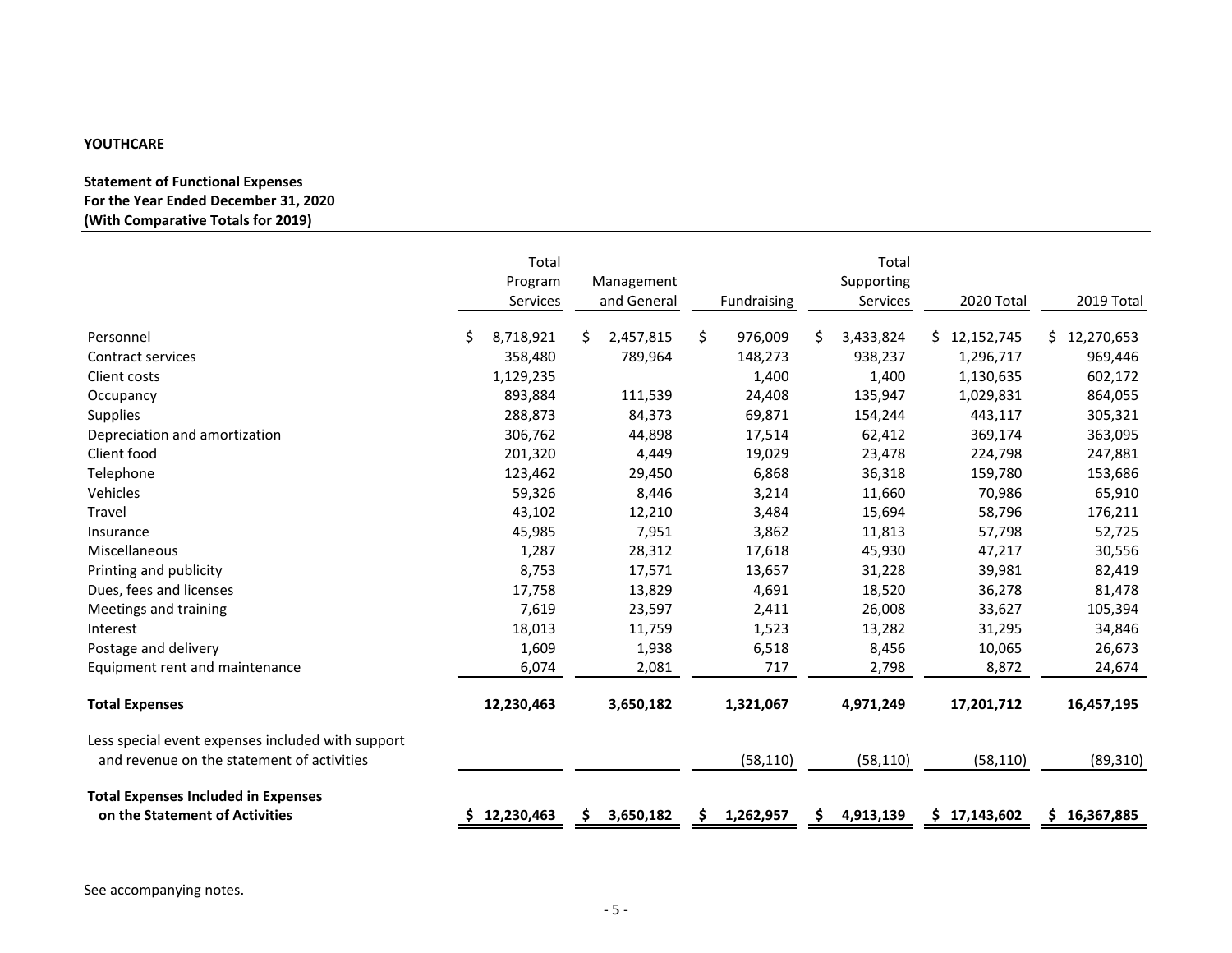**YOUTHCARE**

**Statement of Functional Expenses**
**For the Year Ended December 31, 2020**
**(With Comparative Totals for 2019)**

| | Total Program Services | Management and General | Fundraising | Total Supporting Services | 2020 Total | 2019 Total |
|---|---|---|---|---|---|---|
| Personnel | $ 8,718,921 | $ 2,457,815 | $ 976,009 | $ 3,433,824 | $ 12,152,745 | $ 12,270,653 |
| Contract services | 358,480 | 789,964 | 148,273 | 938,237 | 1,296,717 | 969,446 |
| Client costs | 1,129,235 | | 1,400 | 1,400 | 1,130,635 | 602,172 |
| Occupancy | 893,884 | 111,539 | 24,408 | 135,947 | 1,029,831 | 864,055 |
| Supplies | 288,873 | 84,373 | 69,871 | 154,244 | 443,117 | 305,321 |
| Depreciation and amortization | 306,762 | 44,898 | 17,514 | 62,412 | 369,174 | 363,095 |
| Client food | 201,320 | 4,449 | 19,029 | 23,478 | 224,798 | 247,881 |
| Telephone | 123,462 | 29,450 | 6,868 | 36,318 | 159,780 | 153,686 |
| Vehicles | 59,326 | 8,446 | 3,214 | 11,660 | 70,986 | 65,910 |
| Travel | 43,102 | 12,210 | 3,484 | 15,694 | 58,796 | 176,211 |
| Insurance | 45,985 | 7,951 | 3,862 | 11,813 | 57,798 | 52,725 |
| Miscellaneous | 1,287 | 28,312 | 17,618 | 45,930 | 47,217 | 30,556 |
| Printing and publicity | 8,753 | 17,571 | 13,657 | 31,228 | 39,981 | 82,419 |
| Dues, fees and licenses | 17,758 | 13,829 | 4,691 | 18,520 | 36,278 | 81,478 |
| Meetings and training | 7,619 | 23,597 | 2,411 | 26,008 | 33,627 | 105,394 |
| Interest | 18,013 | 11,759 | 1,523 | 13,282 | 31,295 | 34,846 |
| Postage and delivery | 1,609 | 1,938 | 6,518 | 8,456 | 10,065 | 26,673 |
| Equipment rent and maintenance | 6,074 | 2,081 | 717 | 2,798 | 8,872 | 24,674 |
| **Total Expenses** | **12,230,463** | **3,650,182** | **1,321,067** | **4,971,249** | **17,201,712** | **16,457,195** |
| Less special event expenses included with support and revenue on the statement of activities | | | (58,110) | (58,110) | (58,110) | (89,310) |
| **Total Expenses Included in Expenses on the Statement of Activities** | **$ 12,230,463** | **$ 3,650,182** | **$ 1,262,957** | **$ 4,913,139** | **$ 17,143,602** | **$ 16,367,885** |

See accompanying notes.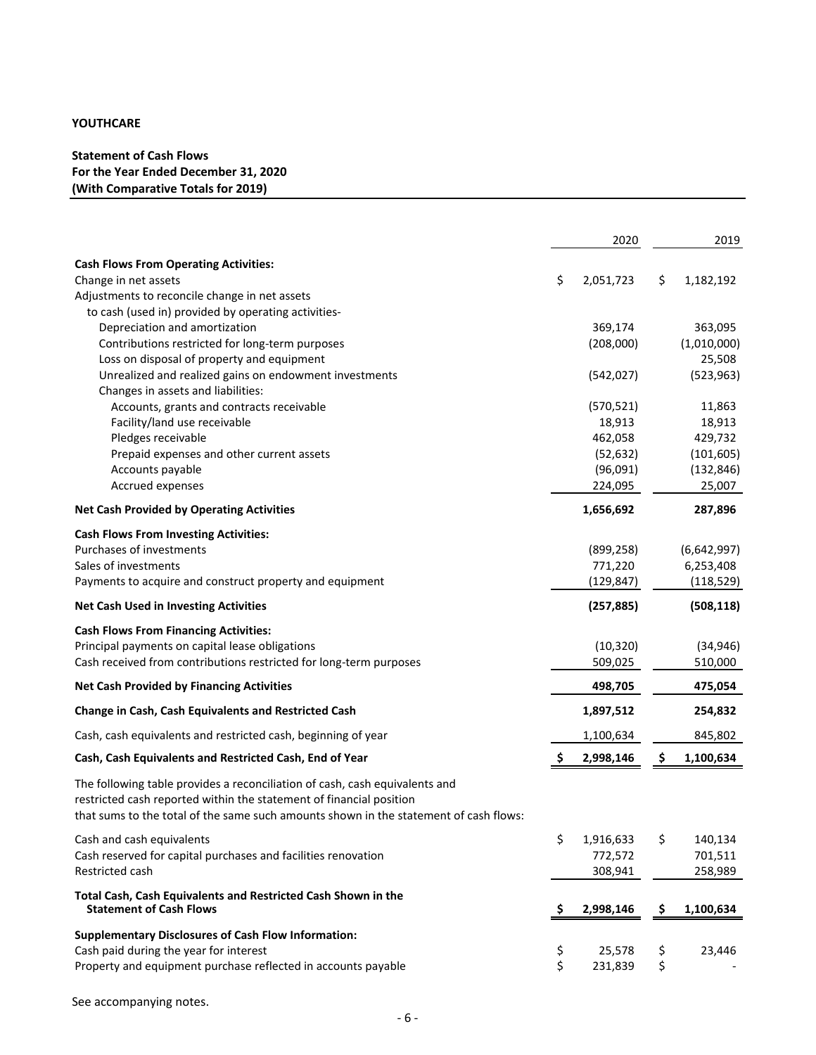**YOUTHCARE**

**Statement of Cash Flows**
**For the Year Ended December 31, 2020**
**(With Comparative Totals for 2019)**

| | 2020 | 2019 |
|---|---|---|
| **Cash Flows From Operating Activities:** | | |
| Change in net assets | $ 2,051,723 | $ 1,182,192 |
| Adjustments to reconcile change in net assets to cash (used in) provided by operating activities- | | |
| Depreciation and amortization | 369,174 | 363,095 |
| Contributions restricted for long-term purposes | (208,000) | (1,010,000) |
| Loss on disposal of property and equipment | | 25,508 |
| Unrealized and realized gains on endowment investments | (542,027) | (523,963) |
| Changes in assets and liabilities: | | |
| Accounts, grants and contracts receivable | (570,521) | 11,863 |
| Facility/land use receivable | 18,913 | 18,913 |
| Pledges receivable | 462,058 | 429,732 |
| Prepaid expenses and other current assets | (52,632) | (101,605) |
| Accounts payable | (96,091) | (132,846) |
| Accrued expenses | 224,095 | 25,007 |
| **Net Cash Provided by Operating Activities** | **1,656,692** | **287,896** |
| **Cash Flows From Investing Activities:** | | |
| Purchases of investments | (899,258) | (6,642,997) |
| Sales of investments | 771,220 | 6,253,408 |
| Payments to acquire and construct property and equipment | (129,847) | (118,529) |
| **Net Cash Used in Investing Activities** | **(257,885)** | **(508,118)** |
| **Cash Flows From Financing Activities:** | | |
| Principal payments on capital lease obligations | (10,320) | (34,946) |
| Cash received from contributions restricted for long-term purposes | 509,025 | 510,000 |
| **Net Cash Provided by Financing Activities** | **498,705** | **475,054** |
| **Change in Cash, Cash Equivalents and Restricted Cash** | **1,897,512** | **254,832** |
| Cash, cash equivalents and restricted cash, beginning of year | 1,100,634 | 845,802 |
| **Cash, Cash Equivalents and Restricted Cash, End of Year** | **$ 2,998,146** | **$ 1,100,634** |

The following table provides a reconciliation of cash, cash equivalents and restricted cash reported within the statement of financial position that sums to the total of the same such amounts shown in the statement of cash flows:

| | 2020 | 2019 |
|---|---|---|
| Cash and cash equivalents | $ 1,916,633 | $ 140,134 |
| Cash reserved for capital purchases and facilities renovation | 772,572 | 701,511 |
| Restricted cash | 308,941 | 258,989 |
| **Total Cash, Cash Equivalents and Restricted Cash Shown in the Statement of Cash Flows** | **$ 2,998,146** | **$ 1,100,634** |
| **Supplementary Disclosures of Cash Flow Information:** | | |
| Cash paid during the year for interest | $ 25,578 | $ 23,446 |
| Property and equipment purchase reflected in accounts payable | $ 231,839 | $ - |

See accompanying notes.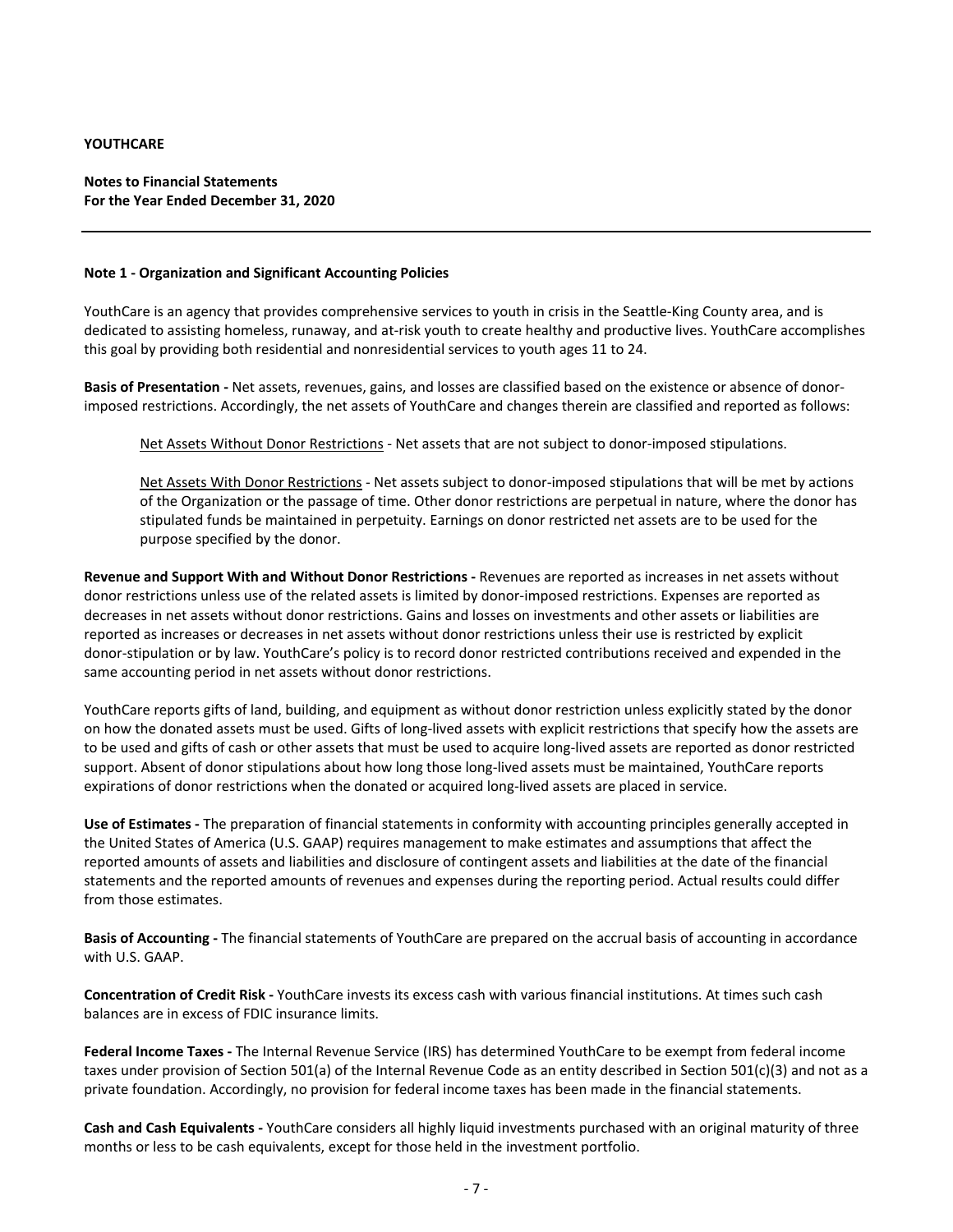**YOUTHCARE**

**Notes to Financial Statements**
**For the Year Ended December 31, 2020**

---

**Note 1 - Organization and Significant Accounting Policies**

YouthCare is an agency that provides comprehensive services to youth in crisis in the Seattle-King County area, and is dedicated to assisting homeless, runaway, and at-risk youth to create healthy and productive lives. YouthCare accomplishes this goal by providing both residential and nonresidential services to youth ages 11 to 24.

**Basis of Presentation -** Net assets, revenues, gains, and losses are classified based on the existence or absence of donor-imposed restrictions. Accordingly, the net assets of YouthCare and changes therein are classified and reported as follows:

> Net Assets Without Donor Restrictions - Net assets that are not subject to donor-imposed stipulations.
>
> Net Assets With Donor Restrictions - Net assets subject to donor-imposed stipulations that will be met by actions of the Organization or the passage of time. Other donor restrictions are perpetual in nature, where the donor has stipulated funds be maintained in perpetuity. Earnings on donor restricted net assets are to be used for the purpose specified by the donor.

**Revenue and Support With and Without Donor Restrictions -** Revenues are reported as increases in net assets without donor restrictions unless use of the related assets is limited by donor-imposed restrictions. Expenses are reported as decreases in net assets without donor restrictions. Gains and losses on investments and other assets or liabilities are reported as increases or decreases in net assets without donor restrictions unless their use is restricted by explicit donor-stipulation or by law. YouthCare's policy is to record donor restricted contributions received and expended in the same accounting period in net assets without donor restrictions.

YouthCare reports gifts of land, building, and equipment as without donor restriction unless explicitly stated by the donor on how the donated assets must be used. Gifts of long-lived assets with explicit restrictions that specify how the assets are to be used and gifts of cash or other assets that must be used to acquire long-lived assets are reported as donor restricted support. Absent of donor stipulations about how long those long-lived assets must be maintained, YouthCare reports expirations of donor restrictions when the donated or acquired long-lived assets are placed in service.

**Use of Estimates -** The preparation of financial statements in conformity with accounting principles generally accepted in the United States of America (U.S. GAAP) requires management to make estimates and assumptions that affect the reported amounts of assets and liabilities and disclosure of contingent assets and liabilities at the date of the financial statements and the reported amounts of revenues and expenses during the reporting period. Actual results could differ from those estimates.

**Basis of Accounting -** The financial statements of YouthCare are prepared on the accrual basis of accounting in accordance with U.S. GAAP.

**Concentration of Credit Risk -** YouthCare invests its excess cash with various financial institutions. At times such cash balances are in excess of FDIC insurance limits.

**Federal Income Taxes -** The Internal Revenue Service (IRS) has determined YouthCare to be exempt from federal income taxes under provision of Section 501(a) of the Internal Revenue Code as an entity described in Section 501(c)(3) and not as a private foundation. Accordingly, no provision for federal income taxes has been made in the financial statements.

**Cash and Cash Equivalents -** YouthCare considers all highly liquid investments purchased with an original maturity of three months or less to be cash equivalents, except for those held in the investment portfolio.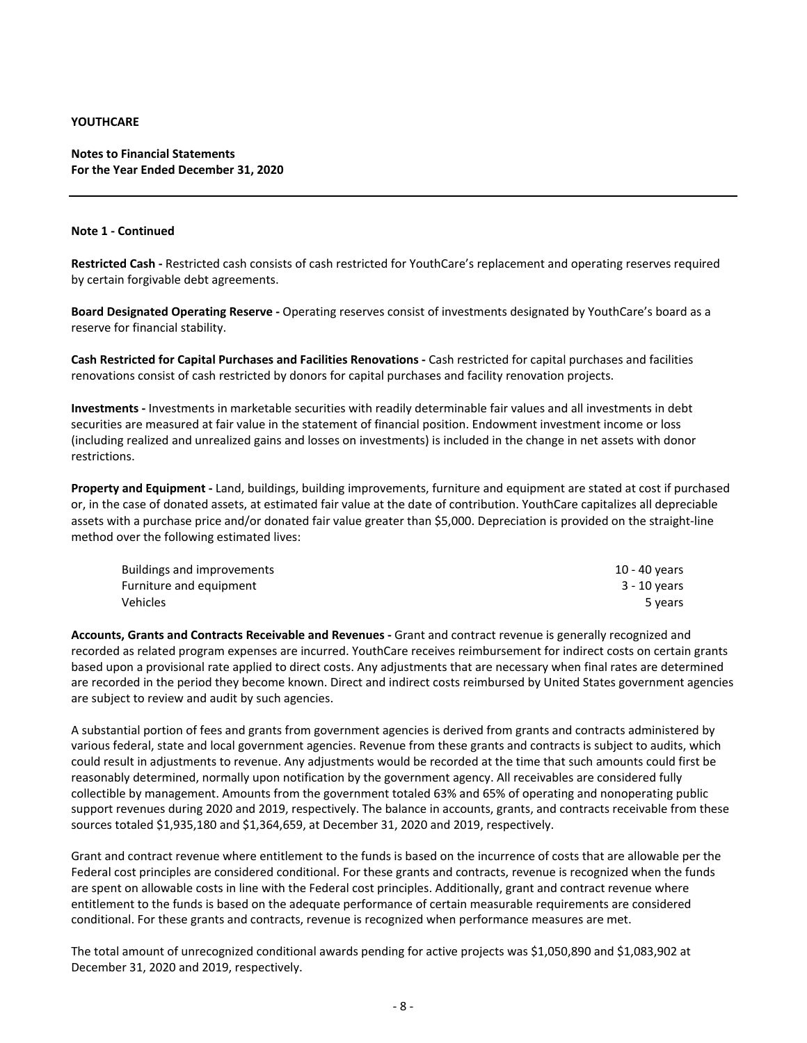**YOUTHCARE**

**Notes to Financial Statements**
**For the Year Ended December 31, 2020**

**Note 1 - Continued**

**Restricted Cash -** Restricted cash consists of cash restricted for YouthCare's replacement and operating reserves required by certain forgivable debt agreements.

**Board Designated Operating Reserve -** Operating reserves consist of investments designated by YouthCare's board as a reserve for financial stability.

**Cash Restricted for Capital Purchases and Facilities Renovations -** Cash restricted for capital purchases and facilities renovations consist of cash restricted by donors for capital purchases and facility renovation projects.

**Investments -** Investments in marketable securities with readily determinable fair values and all investments in debt securities are measured at fair value in the statement of financial position. Endowment investment income or loss (including realized and unrealized gains and losses on investments) is included in the change in net assets with donor restrictions.

**Property and Equipment -** Land, buildings, building improvements, furniture and equipment are stated at cost if purchased or, in the case of donated assets, at estimated fair value at the date of contribution. YouthCare capitalizes all depreciable assets with a purchase price and/or donated fair value greater than $5,000. Depreciation is provided on the straight-line method over the following estimated lives:

| | |
|---|---|
| Buildings and improvements | 10 - 40 years |
| Furniture and equipment | 3 - 10 years |
| Vehicles | 5 years |

**Accounts, Grants and Contracts Receivable and Revenues -** Grant and contract revenue is generally recognized and recorded as related program expenses are incurred. YouthCare receives reimbursement for indirect costs on certain grants based upon a provisional rate applied to direct costs. Any adjustments that are necessary when final rates are determined are recorded in the period they become known. Direct and indirect costs reimbursed by United States government agencies are subject to review and audit by such agencies.

A substantial portion of fees and grants from government agencies is derived from grants and contracts administered by various federal, state and local government agencies. Revenue from these grants and contracts is subject to audits, which could result in adjustments to revenue. Any adjustments would be recorded at the time that such amounts could first be reasonably determined, normally upon notification by the government agency. All receivables are considered fully collectible by management. Amounts from the government totaled 63% and 65% of operating and nonoperating public support revenues during 2020 and 2019, respectively. The balance in accounts, grants, and contracts receivable from these sources totaled $1,935,180 and $1,364,659, at December 31, 2020 and 2019, respectively.

Grant and contract revenue where entitlement to the funds is based on the incurrence of costs that are allowable per the Federal cost principles are considered conditional. For these grants and contracts, revenue is recognized when the funds are spent on allowable costs in line with the Federal cost principles. Additionally, grant and contract revenue where entitlement to the funds is based on the adequate performance of certain measurable requirements are considered conditional. For these grants and contracts, revenue is recognized when performance measures are met.

The total amount of unrecognized conditional awards pending for active projects was $1,050,890 and $1,083,902 at December 31, 2020 and 2019, respectively.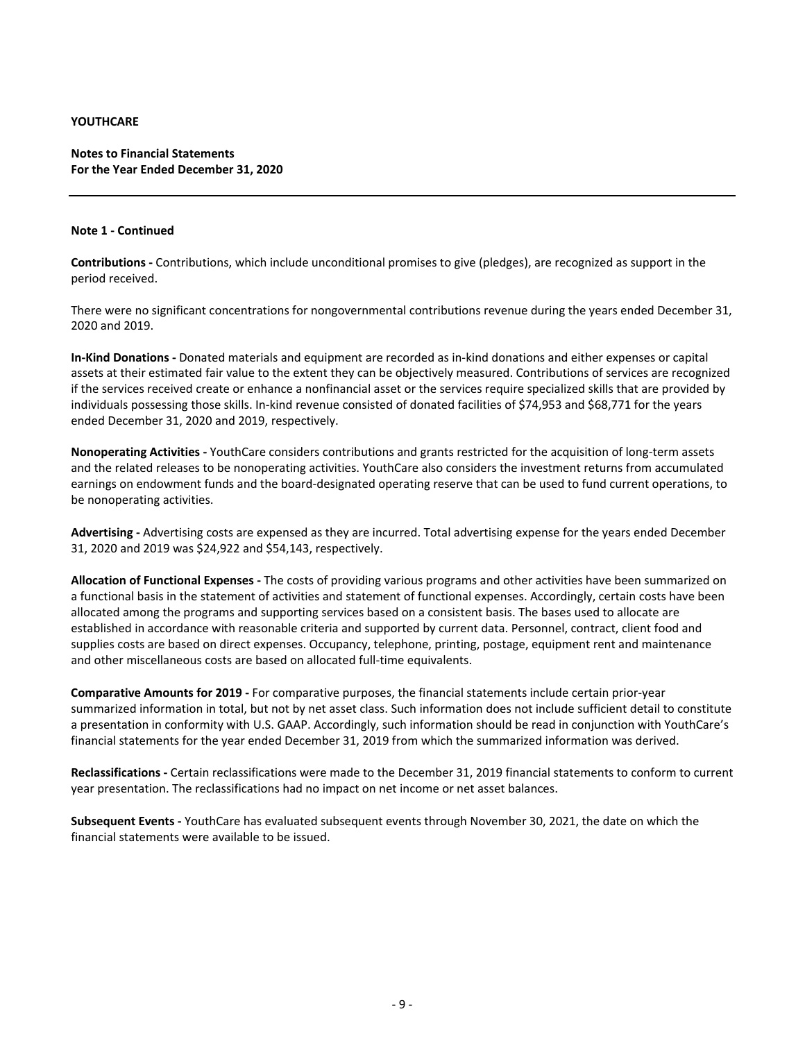**YOUTHCARE**

**Notes to Financial Statements**
**For the Year Ended December 31, 2020**

**Note 1 - Continued**

**Contributions -** Contributions, which include unconditional promises to give (pledges), are recognized as support in the period received.

There were no significant concentrations for nongovernmental contributions revenue during the years ended December 31, 2020 and 2019.

**In-Kind Donations -** Donated materials and equipment are recorded as in-kind donations and either expenses or capital assets at their estimated fair value to the extent they can be objectively measured. Contributions of services are recognized if the services received create or enhance a nonfinancial asset or the services require specialized skills that are provided by individuals possessing those skills. In-kind revenue consisted of donated facilities of $74,953 and $68,771 for the years ended December 31, 2020 and 2019, respectively.

**Nonoperating Activities -** YouthCare considers contributions and grants restricted for the acquisition of long-term assets and the related releases to be nonoperating activities. YouthCare also considers the investment returns from accumulated earnings on endowment funds and the board-designated operating reserve that can be used to fund current operations, to be nonoperating activities.

**Advertising -** Advertising costs are expensed as they are incurred. Total advertising expense for the years ended December 31, 2020 and 2019 was $24,922 and $54,143, respectively.

**Allocation of Functional Expenses -** The costs of providing various programs and other activities have been summarized on a functional basis in the statement of activities and statement of functional expenses. Accordingly, certain costs have been allocated among the programs and supporting services based on a consistent basis. The bases used to allocate are established in accordance with reasonable criteria and supported by current data. Personnel, contract, client food and supplies costs are based on direct expenses. Occupancy, telephone, printing, postage, equipment rent and maintenance and other miscellaneous costs are based on allocated full-time equivalents.

**Comparative Amounts for 2019 -** For comparative purposes, the financial statements include certain prior-year summarized information in total, but not by net asset class. Such information does not include sufficient detail to constitute a presentation in conformity with U.S. GAAP. Accordingly, such information should be read in conjunction with YouthCare's financial statements for the year ended December 31, 2019 from which the summarized information was derived.

**Reclassifications -** Certain reclassifications were made to the December 31, 2019 financial statements to conform to current year presentation. The reclassifications had no impact on net income or net asset balances.

**Subsequent Events -** YouthCare has evaluated subsequent events through November 30, 2021, the date on which the financial statements were available to be issued.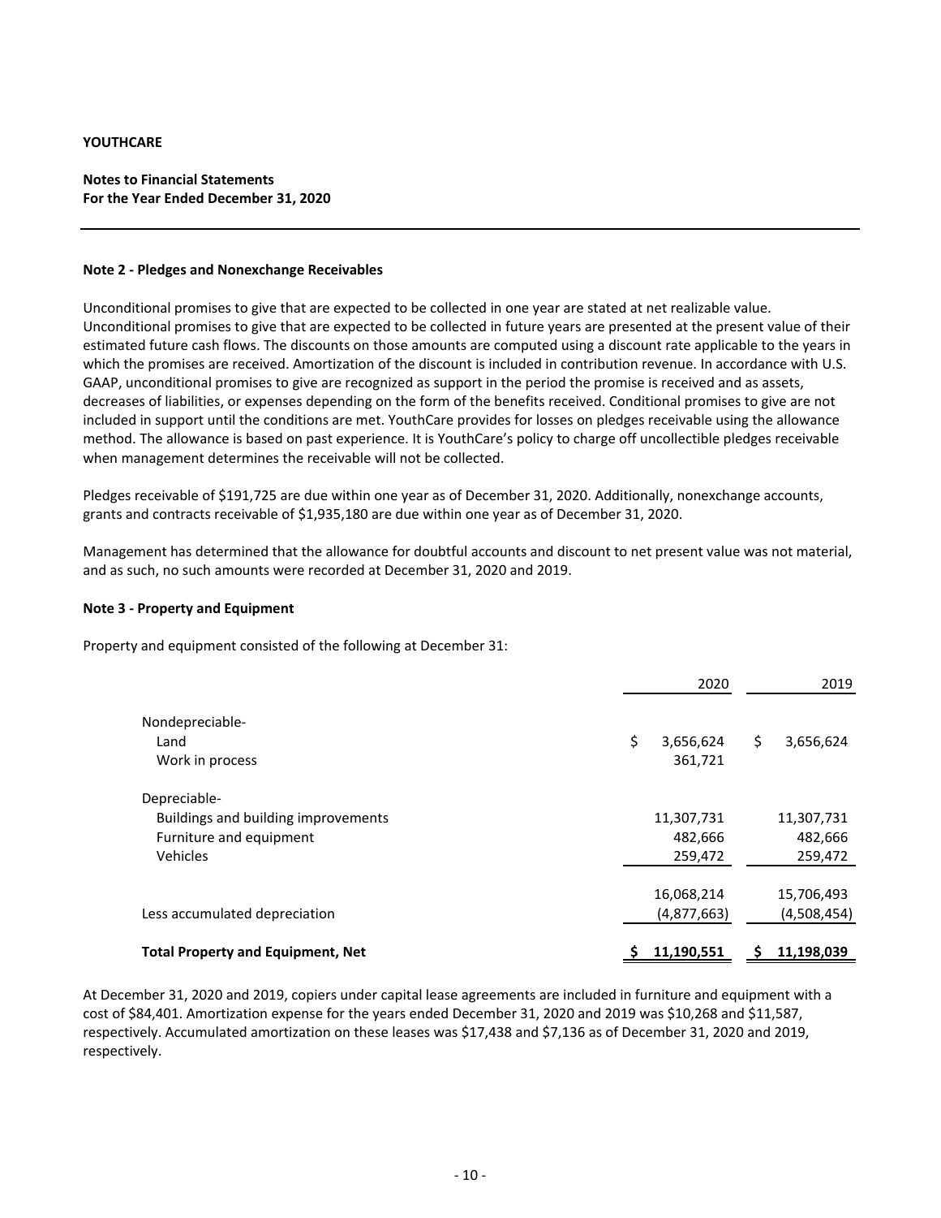**YOUTHCARE**

**Notes to Financial Statements**
**For the Year Ended December 31, 2020**

---

### Note 2 - Pledges and Nonexchange Receivables

Unconditional promises to give that are expected to be collected in one year are stated at net realizable value. Unconditional promises to give that are expected to be collected in future years are presented at the present value of their estimated future cash flows. The discounts on those amounts are computed using a discount rate applicable to the years in which the promises are received. Amortization of the discount is included in contribution revenue. In accordance with U.S. GAAP, unconditional promises to give are recognized as support in the period the promise is received and as assets, decreases of liabilities, or expenses depending on the form of the benefits received. Conditional promises to give are not included in support until the conditions are met. YouthCare provides for losses on pledges receivable using the allowance method. The allowance is based on past experience. It is YouthCare's policy to charge off uncollectible pledges receivable when management determines the receivable will not be collected.

Pledges receivable of $191,725 are due within one year as of December 31, 2020. Additionally, nonexchange accounts, grants and contracts receivable of $1,935,180 are due within one year as of December 31, 2020.

Management has determined that the allowance for doubtful accounts and discount to net present value was not material, and as such, no such amounts were recorded at December 31, 2020 and 2019.

### Note 3 - Property and Equipment

Property and equipment consisted of the following at December 31:

| | 2020 | 2019 |
|---|---|---|
| Nondepreciable- | | |
| Land | $ 3,656,624 | $ 3,656,624 |
| Work in process | 361,721 | |
| Depreciable- | | |
| Buildings and building improvements | 11,307,731 | 11,307,731 |
| Furniture and equipment | 482,666 | 482,666 |
| Vehicles | 259,472 | 259,472 |
| | 16,068,214 | 15,706,493 |
| Less accumulated depreciation | (4,877,663) | (4,508,454) |
| **Total Property and Equipment, Net** | **$ 11,190,551** | **$ 11,198,039** |

At December 31, 2020 and 2019, copiers under capital lease agreements are included in furniture and equipment with a cost of $84,401. Amortization expense for the years ended December 31, 2020 and 2019 was $10,268 and $11,587, respectively. Accumulated amortization on these leases was $17,438 and $7,136 as of December 31, 2020 and 2019, respectively.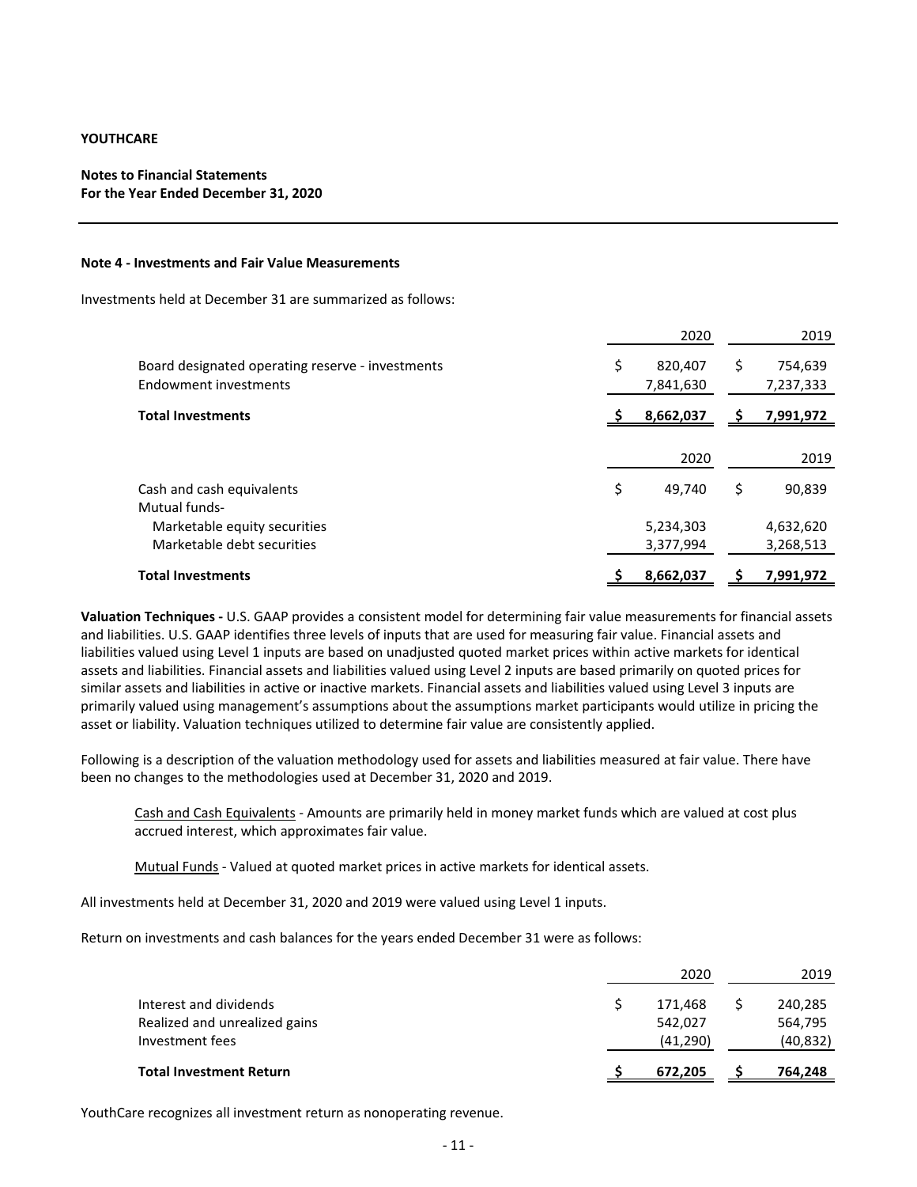**YOUTHCARE**

**Notes to Financial Statements**
**For the Year Ended December 31, 2020**

---

**Note 4 - Investments and Fair Value Measurements**

Investments held at December 31 are summarized as follows:

| | 2020 | 2019 |
|---|---|---|
| Board designated operating reserve - investments | $ 820,407 | $ 754,639 |
| Endowment investments | 7,841,630 | 7,237,333 |
| **Total Investments** | **$ 8,662,037** | **$ 7,991,972** |

| | 2020 | 2019 |
|---|---|---|
| Cash and cash equivalents | $ 49,740 | $ 90,839 |
| Mutual funds- | | |
| Marketable equity securities | 5,234,303 | 4,632,620 |
| Marketable debt securities | 3,377,994 | 3,268,513 |
| **Total Investments** | **$ 8,662,037** | **$ 7,991,972** |

**Valuation Techniques -** U.S. GAAP provides a consistent model for determining fair value measurements for financial assets and liabilities. U.S. GAAP identifies three levels of inputs that are used for measuring fair value. Financial assets and liabilities valued using Level 1 inputs are based on unadjusted quoted market prices within active markets for identical assets and liabilities. Financial assets and liabilities valued using Level 2 inputs are based primarily on quoted prices for similar assets and liabilities in active or inactive markets. Financial assets and liabilities valued using Level 3 inputs are primarily valued using management's assumptions about the assumptions market participants would utilize in pricing the asset or liability. Valuation techniques utilized to determine fair value are consistently applied.

Following is a description of the valuation methodology used for assets and liabilities measured at fair value. There have been no changes to the methodologies used at December 31, 2020 and 2019.

Cash and Cash Equivalents - Amounts are primarily held in money market funds which are valued at cost plus accrued interest, which approximates fair value.

Mutual Funds - Valued at quoted market prices in active markets for identical assets.

All investments held at December 31, 2020 and 2019 were valued using Level 1 inputs.

Return on investments and cash balances for the years ended December 31 were as follows:

| | 2020 | 2019 |
|---|---|---|
| Interest and dividends | $ 171,468 | $ 240,285 |
| Realized and unrealized gains | 542,027 | 564,795 |
| Investment fees | (41,290) | (40,832) |
| **Total Investment Return** | **$ 672,205** | **$ 764,248** |

YouthCare recognizes all investment return as nonoperating revenue.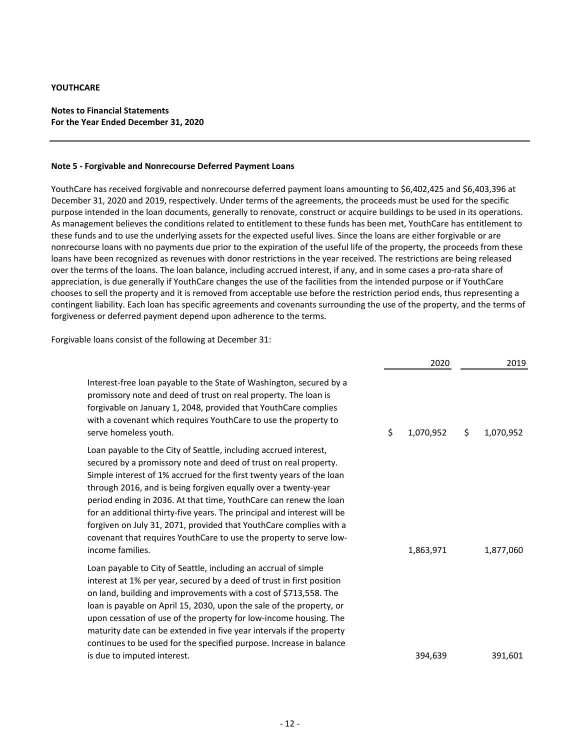**YOUTHCARE**

**Notes to Financial Statements**
**For the Year Ended December 31, 2020**

**Note 5 - Forgivable and Nonrecourse Deferred Payment Loans**

YouthCare has received forgivable and nonrecourse deferred payment loans amounting to $6,402,425 and $6,403,396 at December 31, 2020 and 2019, respectively. Under terms of the agreements, the proceeds must be used for the specific purpose intended in the loan documents, generally to renovate, construct or acquire buildings to be used in its operations. As management believes the conditions related to entitlement to these funds has been met, YouthCare has entitlement to these funds and to use the underlying assets for the expected useful lives. Since the loans are either forgivable or are nonrecourse loans with no payments due prior to the expiration of the useful life of the property, the proceeds from these loans have been recognized as revenues with donor restrictions in the year received. The restrictions are being released over the terms of the loans. The loan balance, including accrued interest, if any, and in some cases a pro-rata share of appreciation, is due generally if YouthCare changes the use of the facilities from the intended purpose or if YouthCare chooses to sell the property and it is removed from acceptable use before the restriction period ends, thus representing a contingent liability. Each loan has specific agreements and covenants surrounding the use of the property, and the terms of forgiveness or deferred payment depend upon adherence to the terms.

Forgivable loans consist of the following at December 31:

| | 2020 | 2019 |
|---|---|---|
| Interest-free loan payable to the State of Washington, secured by a promissory note and deed of trust on real property. The loan is forgivable on January 1, 2048, provided that YouthCare complies with a covenant which requires YouthCare to use the property to serve homeless youth. | $ 1,070,952 | $ 1,070,952 |
| Loan payable to the City of Seattle, including accrued interest, secured by a promissory note and deed of trust on real property. Simple interest of 1% accrued for the first twenty years of the loan through 2016, and is being forgiven equally over a twenty-year period ending in 2036. At that time, YouthCare can renew the loan for an additional thirty-five years. The principal and interest will be forgiven on July 31, 2071, provided that YouthCare complies with a covenant that requires YouthCare to use the property to serve low-income families. | 1,863,971 | 1,877,060 |
| Loan payable to City of Seattle, including an accrual of simple interest at 1% per year, secured by a deed of trust in first position on land, building and improvements with a cost of $713,558. The loan is payable on April 15, 2030, upon the sale of the property, or upon cessation of use of the property for low-income housing. The maturity date can be extended in five year intervals if the property continues to be used for the specified purpose. Increase in balance is due to imputed interest. | 394,639 | 391,601 |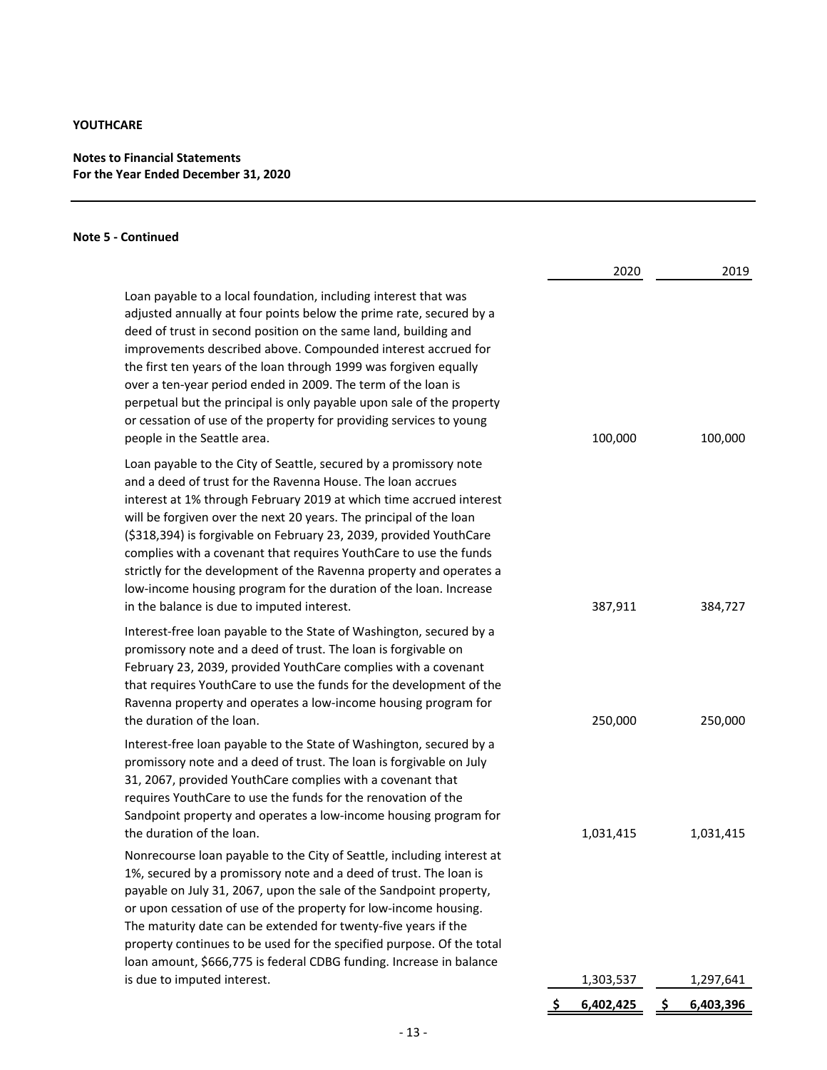**YOUTHCARE**

**Notes to Financial Statements**
**For the Year Ended December 31, 2020**

**Note 5 - Continued**

| | 2020 | 2019 |
|---|---:|---:|
| Loan payable to a local foundation, including interest that was adjusted annually at four points below the prime rate, secured by a deed of trust in second position on the same land, building and improvements described above. Compounded interest accrued for the first ten years of the loan through 1999 was forgiven equally over a ten-year period ended in 2009. The term of the loan is perpetual but the principal is only payable upon sale of the property or cessation of use of the property for providing services to young people in the Seattle area. | 100,000 | 100,000 |
| Loan payable to the City of Seattle, secured by a promissory note and a deed of trust for the Ravenna House. The loan accrues interest at 1% through February 2019 at which time accrued interest will be forgiven over the next 20 years. The principal of the loan ($318,394) is forgivable on February 23, 2039, provided YouthCare complies with a covenant that requires YouthCare to use the funds strictly for the development of the Ravenna property and operates a low-income housing program for the duration of the loan. Increase in the balance is due to imputed interest. | 387,911 | 384,727 |
| Interest-free loan payable to the State of Washington, secured by a promissory note and a deed of trust. The loan is forgivable on February 23, 2039, provided YouthCare complies with a covenant that requires YouthCare to use the funds for the development of the Ravenna property and operates a low-income housing program for the duration of the loan. | 250,000 | 250,000 |
| Interest-free loan payable to the State of Washington, secured by a promissory note and a deed of trust. The loan is forgivable on July 31, 2067, provided YouthCare complies with a covenant that requires YouthCare to use the funds for the renovation of the Sandpoint property and operates a low-income housing program for the duration of the loan. | 1,031,415 | 1,031,415 |
| Nonrecourse loan payable to the City of Seattle, including interest at 1%, secured by a promissory note and a deed of trust. The loan is payable on July 31, 2067, upon the sale of the Sandpoint property, or upon cessation of use of the property for low-income housing. The maturity date can be extended for twenty-five years if the property continues to be used for the specified purpose. Of the total loan amount, $666,775 is federal CDBG funding. Increase in balance is due to imputed interest. | 1,303,537 | 1,297,641 |
| | $ 6,402,425 | $ 6,403,396 |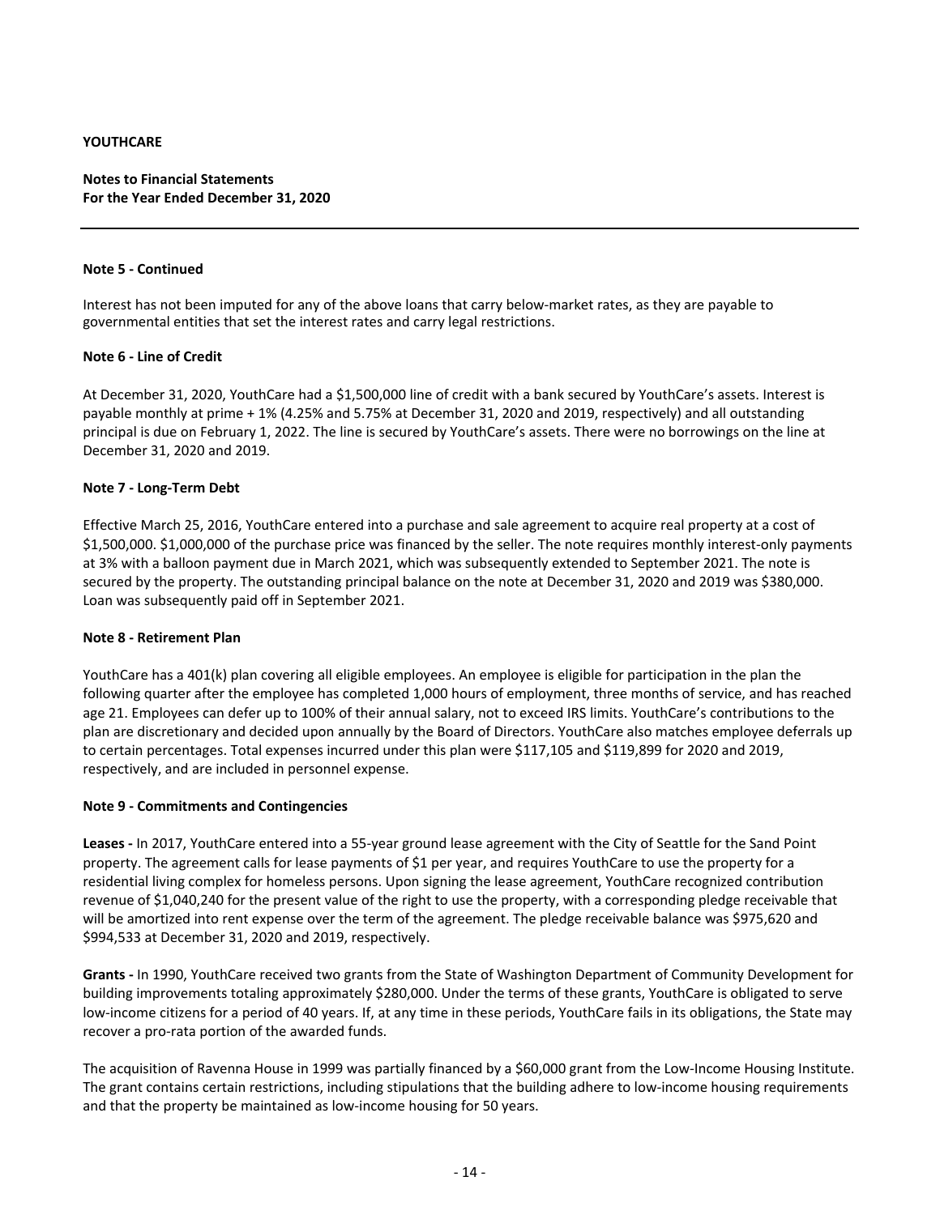**YOUTHCARE**

**Notes to Financial Statements**
**For the Year Ended December 31, 2020**

**Note 5 - Continued**

Interest has not been imputed for any of the above loans that carry below-market rates, as they are payable to governmental entities that set the interest rates and carry legal restrictions.

**Note 6 - Line of Credit**

At December 31, 2020, YouthCare had a $1,500,000 line of credit with a bank secured by YouthCare's assets. Interest is payable monthly at prime + 1% (4.25% and 5.75% at December 31, 2020 and 2019, respectively) and all outstanding principal is due on February 1, 2022. The line is secured by YouthCare's assets. There were no borrowings on the line at December 31, 2020 and 2019.

**Note 7 - Long-Term Debt**

Effective March 25, 2016, YouthCare entered into a purchase and sale agreement to acquire real property at a cost of $1,500,000. $1,000,000 of the purchase price was financed by the seller. The note requires monthly interest-only payments at 3% with a balloon payment due in March 2021, which was subsequently extended to September 2021. The note is secured by the property. The outstanding principal balance on the note at December 31, 2020 and 2019 was $380,000. Loan was subsequently paid off in September 2021.

**Note 8 - Retirement Plan**

YouthCare has a 401(k) plan covering all eligible employees. An employee is eligible for participation in the plan the following quarter after the employee has completed 1,000 hours of employment, three months of service, and has reached age 21. Employees can defer up to 100% of their annual salary, not to exceed IRS limits. YouthCare's contributions to the plan are discretionary and decided upon annually by the Board of Directors. YouthCare also matches employee deferrals up to certain percentages. Total expenses incurred under this plan were $117,105 and $119,899 for 2020 and 2019, respectively, and are included in personnel expense.

**Note 9 - Commitments and Contingencies**

**Leases -** In 2017, YouthCare entered into a 55-year ground lease agreement with the City of Seattle for the Sand Point property. The agreement calls for lease payments of $1 per year, and requires YouthCare to use the property for a residential living complex for homeless persons. Upon signing the lease agreement, YouthCare recognized contribution revenue of $1,040,240 for the present value of the right to use the property, with a corresponding pledge receivable that will be amortized into rent expense over the term of the agreement. The pledge receivable balance was $975,620 and $994,533 at December 31, 2020 and 2019, respectively.

**Grants -** In 1990, YouthCare received two grants from the State of Washington Department of Community Development for building improvements totaling approximately $280,000. Under the terms of these grants, YouthCare is obligated to serve low-income citizens for a period of 40 years. If, at any time in these periods, YouthCare fails in its obligations, the State may recover a pro-rata portion of the awarded funds.

The acquisition of Ravenna House in 1999 was partially financed by a $60,000 grant from the Low-Income Housing Institute. The grant contains certain restrictions, including stipulations that the building adhere to low-income housing requirements and that the property be maintained as low-income housing for 50 years.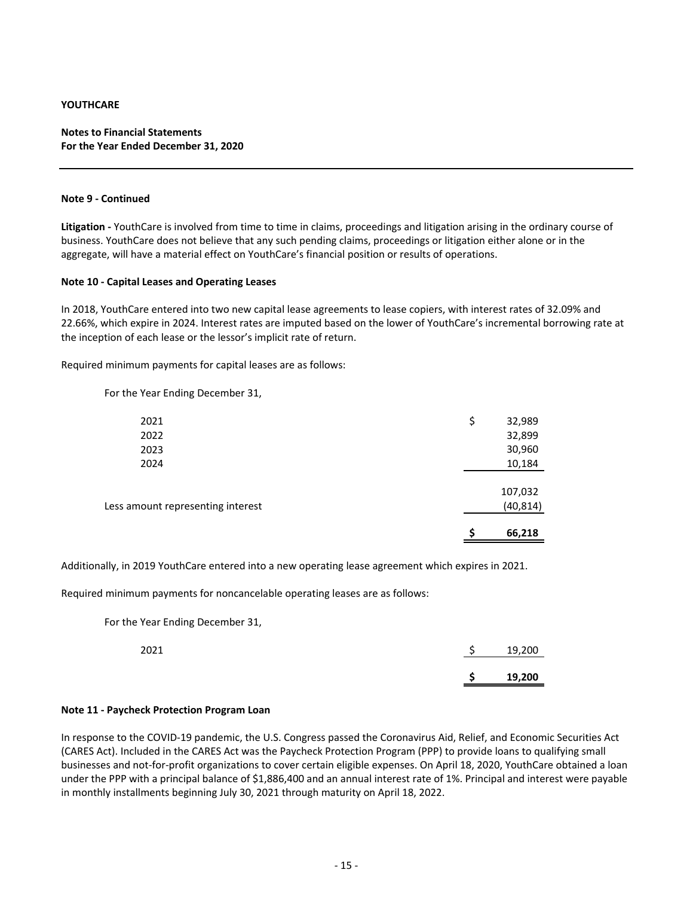**YOUTHCARE**

**Notes to Financial Statements**
**For the Year Ended December 31, 2020**

---

**Note 9 - Continued**

**Litigation -** YouthCare is involved from time to time in claims, proceedings and litigation arising in the ordinary course of business. YouthCare does not believe that any such pending claims, proceedings or litigation either alone or in the aggregate, will have a material effect on YouthCare's financial position or results of operations.

**Note 10 - Capital Leases and Operating Leases**

In 2018, YouthCare entered into two new capital lease agreements to lease copiers, with interest rates of 32.09% and 22.66%, which expire in 2024. Interest rates are imputed based on the lower of YouthCare's incremental borrowing rate at the inception of each lease or the lessor's implicit rate of return.

Required minimum payments for capital leases are as follows:

| For the Year Ending December 31, | |
|---|---|
| 2021 | $ 32,989 |
| 2022 | 32,899 |
| 2023 | 30,960 |
| 2024 | 10,184 |
| | 107,032 |
| Less amount representing interest | (40,814) |
| | **$ 66,218** |

Additionally, in 2019 YouthCare entered into a new operating lease agreement which expires in 2021.

Required minimum payments for noncancelable operating leases are as follows:

| For the Year Ending December 31, | |
|---|---|
| 2021 | $ 19,200 |
| | **$ 19,200** |

**Note 11 - Paycheck Protection Program Loan**

In response to the COVID-19 pandemic, the U.S. Congress passed the Coronavirus Aid, Relief, and Economic Securities Act (CARES Act). Included in the CARES Act was the Paycheck Protection Program (PPP) to provide loans to qualifying small businesses and not-for-profit organizations to cover certain eligible expenses. On April 18, 2020, YouthCare obtained a loan under the PPP with a principal balance of $1,886,400 and an annual interest rate of 1%. Principal and interest were payable in monthly installments beginning July 30, 2021 through maturity on April 18, 2022.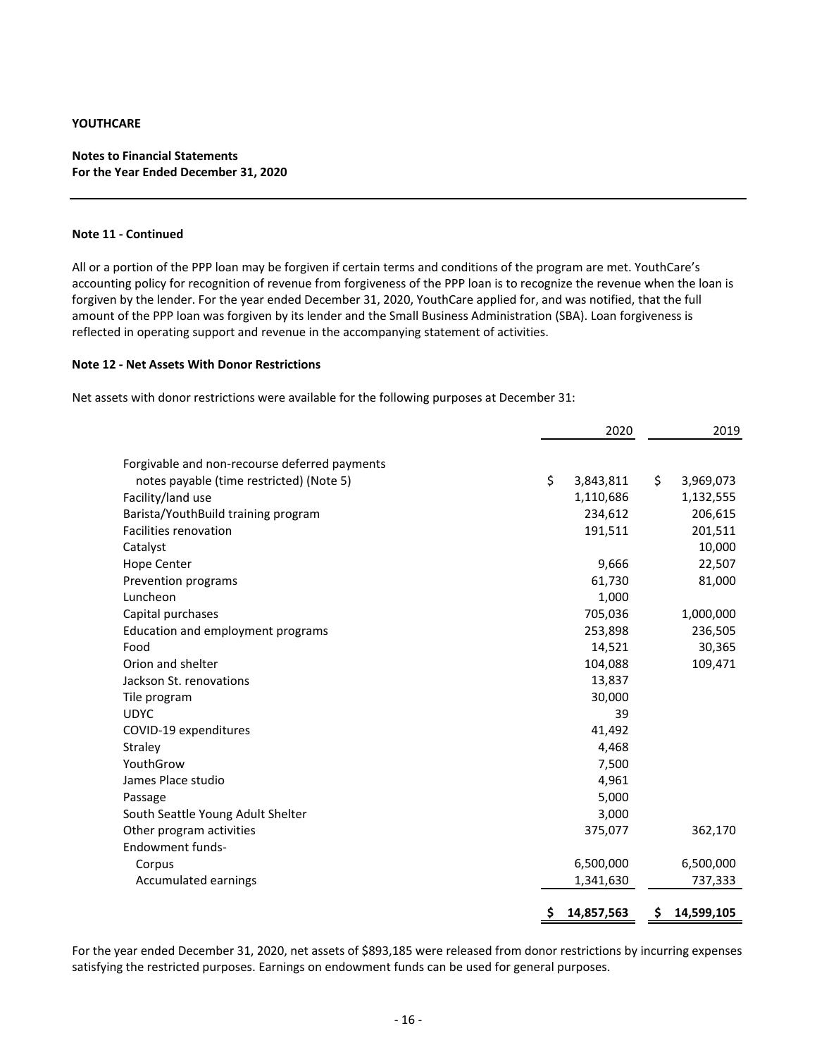**YOUTHCARE**

**Notes to Financial Statements**
**For the Year Ended December 31, 2020**

**Note 11 - Continued**

All or a portion of the PPP loan may be forgiven if certain terms and conditions of the program are met. YouthCare's accounting policy for recognition of revenue from forgiveness of the PPP loan is to recognize the revenue when the loan is forgiven by the lender. For the year ended December 31, 2020, YouthCare applied for, and was notified, that the full amount of the PPP loan was forgiven by its lender and the Small Business Administration (SBA). Loan forgiveness is reflected in operating support and revenue in the accompanying statement of activities.

**Note 12 - Net Assets With Donor Restrictions**

Net assets with donor restrictions were available for the following purposes at December 31:

| | 2020 | 2019 |
|---|---|---|
| Forgivable and non-recourse deferred payments notes payable (time restricted) (Note 5) | $ 3,843,811 | $ 3,969,073 |
| Facility/land use | 1,110,686 | 1,132,555 |
| Barista/YouthBuild training program | 234,612 | 206,615 |
| Facilities renovation | 191,511 | 201,511 |
| Catalyst | | 10,000 |
| Hope Center | 9,666 | 22,507 |
| Prevention programs | 61,730 | 81,000 |
| Luncheon | 1,000 | |
| Capital purchases | 705,036 | 1,000,000 |
| Education and employment programs | 253,898 | 236,505 |
| Food | 14,521 | 30,365 |
| Orion and shelter | 104,088 | 109,471 |
| Jackson St. renovations | 13,837 | |
| Tile program | 30,000 | |
| UDYC | 39 | |
| COVID-19 expenditures | 41,492 | |
| Straley | 4,468 | |
| YouthGrow | 7,500 | |
| James Place studio | 4,961 | |
| Passage | 5,000 | |
| South Seattle Young Adult Shelter | 3,000 | |
| Other program activities | 375,077 | 362,170 |
| Endowment funds- | | |
| Corpus | 6,500,000 | 6,500,000 |
| Accumulated earnings | 1,341,630 | 737,333 |
| | **$ 14,857,563** | **$ 14,599,105** |

For the year ended December 31, 2020, net assets of $893,185 were released from donor restrictions by incurring expenses satisfying the restricted purposes. Earnings on endowment funds can be used for general purposes.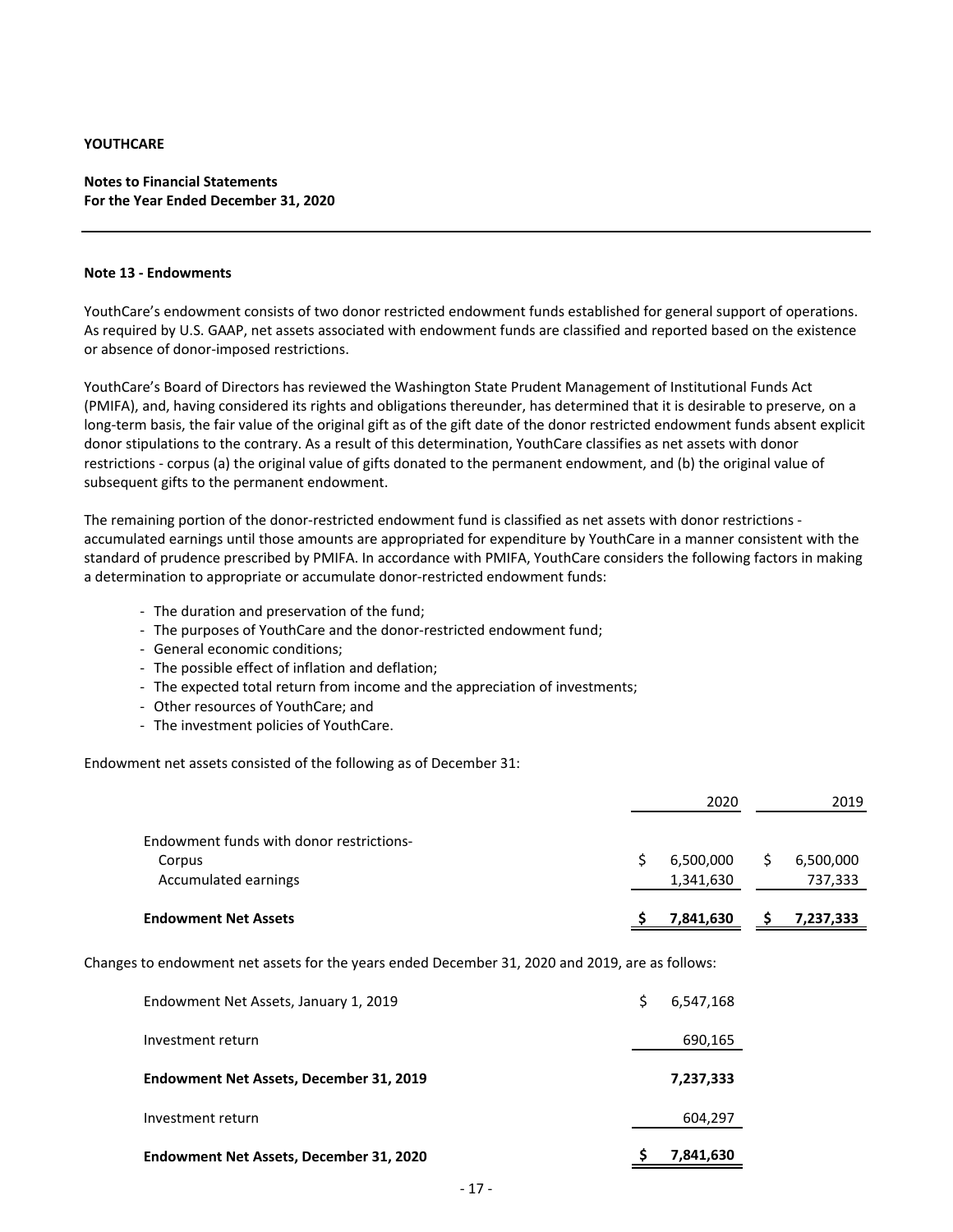**YOUTHCARE**

**Notes to Financial Statements**
**For the Year Ended December 31, 2020**

## Note 13 - Endowments

YouthCare's endowment consists of two donor restricted endowment funds established for general support of operations. As required by U.S. GAAP, net assets associated with endowment funds are classified and reported based on the existence or absence of donor-imposed restrictions.

YouthCare's Board of Directors has reviewed the Washington State Prudent Management of Institutional Funds Act (PMIFA), and, having considered its rights and obligations thereunder, has determined that it is desirable to preserve, on a long-term basis, the fair value of the original gift as of the gift date of the donor restricted endowment funds absent explicit donor stipulations to the contrary. As a result of this determination, YouthCare classifies as net assets with donor restrictions - corpus (a) the original value of gifts donated to the permanent endowment, and (b) the original value of subsequent gifts to the permanent endowment.

The remaining portion of the donor-restricted endowment fund is classified as net assets with donor restrictions - accumulated earnings until those amounts are appropriated for expenditure by YouthCare in a manner consistent with the standard of prudence prescribed by PMIFA. In accordance with PMIFA, YouthCare considers the following factors in making a determination to appropriate or accumulate donor-restricted endowment funds:

- The duration and preservation of the fund;
- The purposes of YouthCare and the donor-restricted endowment fund;
- General economic conditions;
- The possible effect of inflation and deflation;
- The expected total return from income and the appreciation of investments;
- Other resources of YouthCare; and
- The investment policies of YouthCare.

Endowment net assets consisted of the following as of December 31:

| | 2020 | 2019 |
|---|---|---|
| Endowment funds with donor restrictions- | | |
| Corpus | $ 6,500,000 | $ 6,500,000 |
| Accumulated earnings | 1,341,630 | 737,333 |
| **Endowment Net Assets** | **$ 7,841,630** | **$ 7,237,333** |

Changes to endowment net assets for the years ended December 31, 2020 and 2019, are as follows:

| | |
|---|---|
| Endowment Net Assets, January 1, 2019 | $ 6,547,168 |
| Investment return | 690,165 |
| **Endowment Net Assets, December 31, 2019** | **7,237,333** |
| Investment return | 604,297 |
| **Endowment Net Assets, December 31, 2020** | **$ 7,841,630** |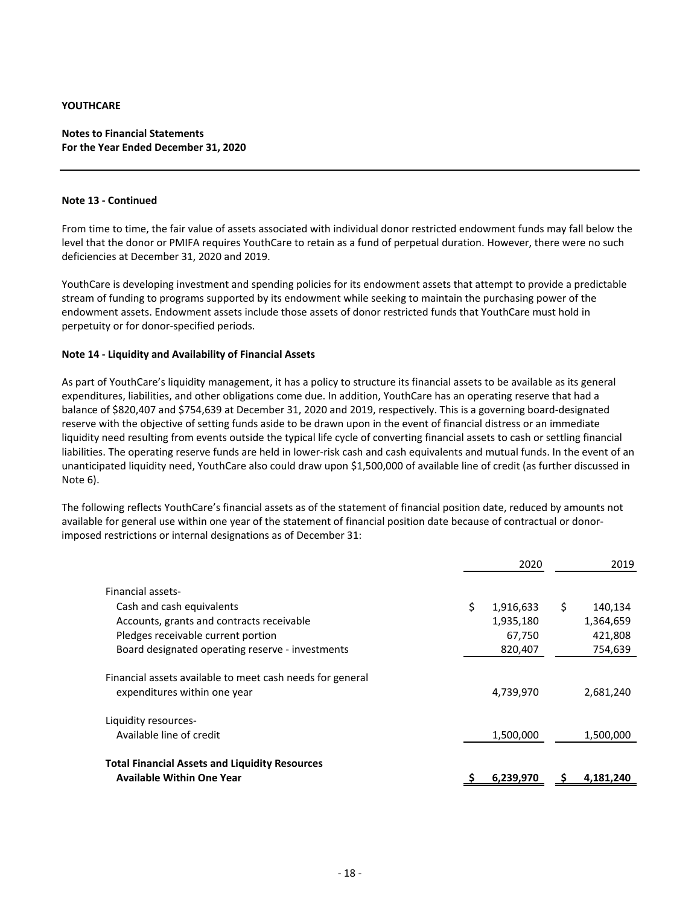**YOUTHCARE**

**Notes to Financial Statements**
**For the Year Ended December 31, 2020**

**Note 13 - Continued**

From time to time, the fair value of assets associated with individual donor restricted endowment funds may fall below the level that the donor or PMIFA requires YouthCare to retain as a fund of perpetual duration. However, there were no such deficiencies at December 31, 2020 and 2019.

YouthCare is developing investment and spending policies for its endowment assets that attempt to provide a predictable stream of funding to programs supported by its endowment while seeking to maintain the purchasing power of the endowment assets. Endowment assets include those assets of donor restricted funds that YouthCare must hold in perpetuity or for donor-specified periods.

**Note 14 - Liquidity and Availability of Financial Assets**

As part of YouthCare's liquidity management, it has a policy to structure its financial assets to be available as its general expenditures, liabilities, and other obligations come due. In addition, YouthCare has an operating reserve that had a balance of $820,407 and $754,639 at December 31, 2020 and 2019, respectively. This is a governing board-designated reserve with the objective of setting funds aside to be drawn upon in the event of financial distress or an immediate liquidity need resulting from events outside the typical life cycle of converting financial assets to cash or settling financial liabilities. The operating reserve funds are held in lower-risk cash and cash equivalents and mutual funds. In the event of an unanticipated liquidity need, YouthCare also could draw upon $1,500,000 of available line of credit (as further discussed in Note 6).

The following reflects YouthCare's financial assets as of the statement of financial position date, reduced by amounts not available for general use within one year of the statement of financial position date because of contractual or donor-imposed restrictions or internal designations as of December 31:

| | 2020 | 2019 |
|---|---|---|
| Financial assets- | | |
| Cash and cash equivalents | $ 1,916,633 | $ 140,134 |
| Accounts, grants and contracts receivable | 1,935,180 | 1,364,659 |
| Pledges receivable current portion | 67,750 | 421,808 |
| Board designated operating reserve - investments | 820,407 | 754,639 |
| Financial assets available to meet cash needs for general expenditures within one year | 4,739,970 | 2,681,240 |
| Liquidity resources- | | |
| Available line of credit | 1,500,000 | 1,500,000 |
| **Total Financial Assets and Liquidity Resources Available Within One Year** | **$ 6,239,970** | **$ 4,181,240** |